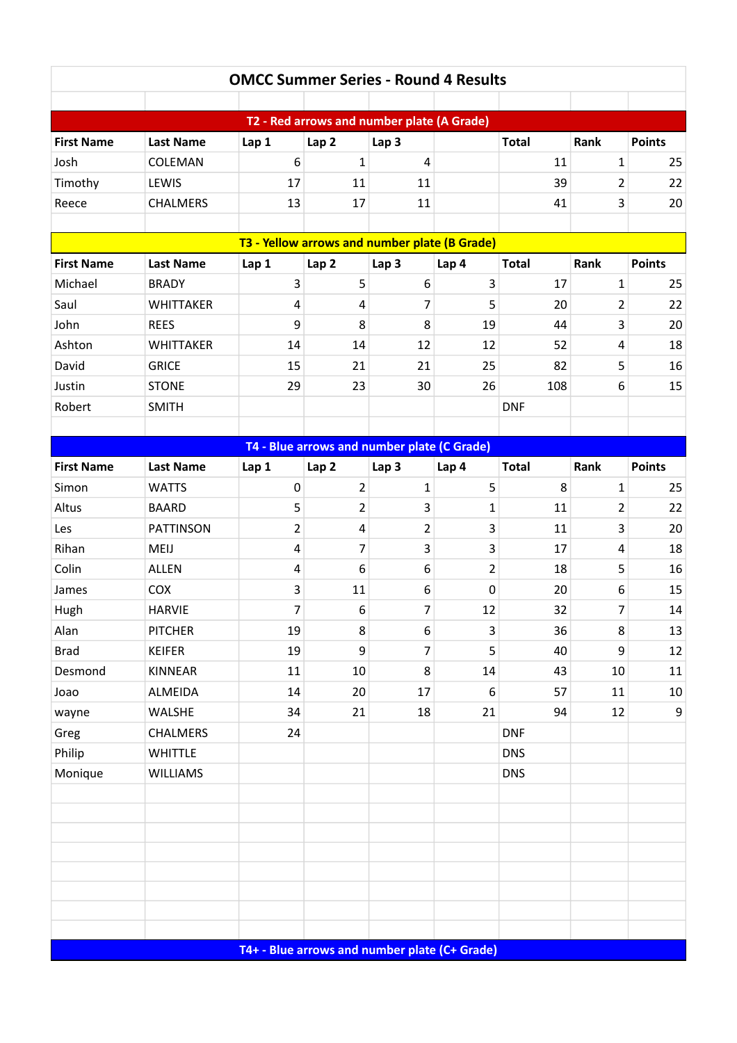# OMCC Summer Series - Round 4 Results

## T2 - Red arrows and number plate (A Grade)

| First Name | Last Name | Lap 1 | Lap 2 | Lap 3 | | Total | Rank | Points |
|---|---|---|---|---|---|---|---|---|
| Josh | COLEMAN | 6 | 1 | 4 | | 11 | 1 | 25 |
| Timothy | LEWIS | 17 | 11 | 11 | | 39 | 2 | 22 |
| Reece | CHALMERS | 13 | 17 | 11 | | 41 | 3 | 20 |

## T3 - Yellow arrows and number plate (B Grade)

| First Name | Last Name | Lap 1 | Lap 2 | Lap 3 | Lap 4 | Total | Rank | Points |
|---|---|---|---|---|---|---|---|---|
| Michael | BRADY | 3 | 5 | 6 | 3 | 17 | 1 | 25 |
| Saul | WHITTAKER | 4 | 4 | 7 | 5 | 20 | 2 | 22 |
| John | REES | 9 | 8 | 8 | 19 | 44 | 3 | 20 |
| Ashton | WHITTAKER | 14 | 14 | 12 | 12 | 52 | 4 | 18 |
| David | GRICE | 15 | 21 | 21 | 25 | 82 | 5 | 16 |
| Justin | STONE | 29 | 23 | 30 | 26 | 108 | 6 | 15 |
| Robert | SMITH | | | | | DNF | | |

## T4 - Blue arrows and number plate (C Grade)

| First Name | Last Name | Lap 1 | Lap 2 | Lap 3 | Lap 4 | Total | Rank | Points |
|---|---|---|---|---|---|---|---|---|
| Simon | WATTS | 0 | 2 | 1 | 5 | 8 | 1 | 25 |
| Altus | BAARD | 5 | 2 | 3 | 1 | 11 | 2 | 22 |
| Les | PATTINSON | 2 | 4 | 2 | 3 | 11 | 3 | 20 |
| Rihan | MEIJ | 4 | 7 | 3 | 3 | 17 | 4 | 18 |
| Colin | ALLEN | 4 | 6 | 6 | 2 | 18 | 5 | 16 |
| James | COX | 3 | 11 | 6 | 0 | 20 | 6 | 15 |
| Hugh | HARVIE | 7 | 6 | 7 | 12 | 32 | 7 | 14 |
| Alan | PITCHER | 19 | 8 | 6 | 3 | 36 | 8 | 13 |
| Brad | KEIFER | 19 | 9 | 7 | 5 | 40 | 9 | 12 |
| Desmond | KINNEAR | 11 | 10 | 8 | 14 | 43 | 10 | 11 |
| Joao | ALMEIDA | 14 | 20 | 17 | 6 | 57 | 11 | 10 |
| wayne | WALSHE | 34 | 21 | 18 | 21 | 94 | 12 | 9 |
| Greg | CHALMERS | 24 | | | | DNF | | |
| Philip | WHITTLE | | | | | DNS | | |
| Monique | WILLIAMS | | | | | DNS | | |

## T4+ - Blue arrows and number plate (C+ Grade)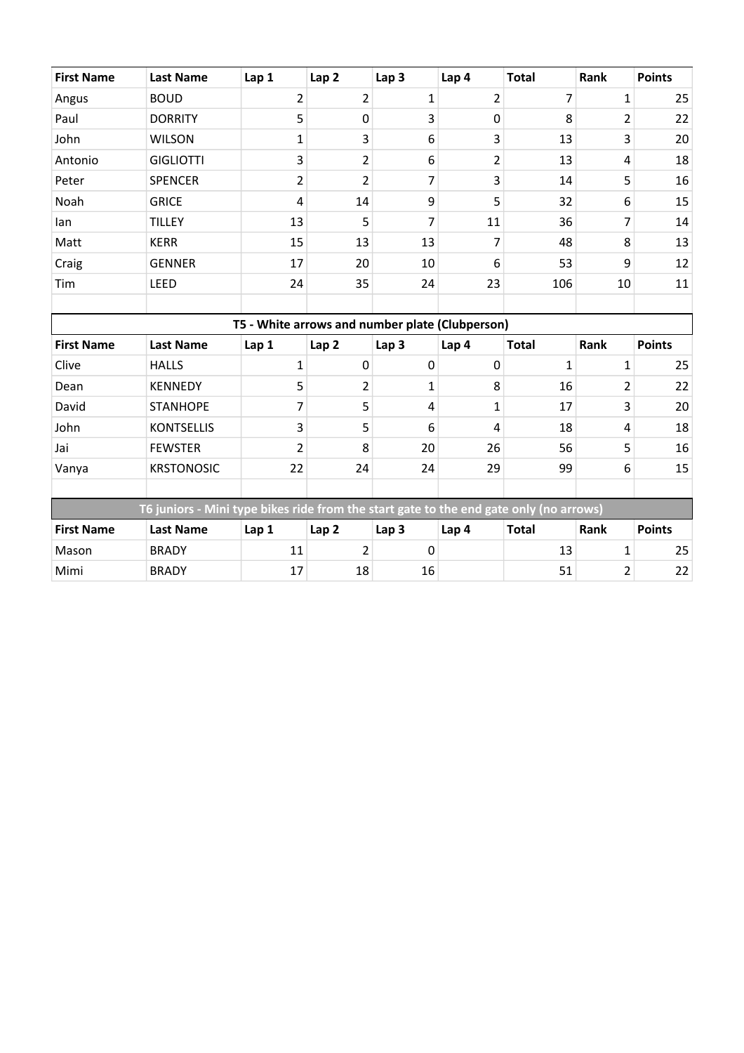| First Name | Last Name | Lap 1 | Lap 2 | Lap 3 | Lap 4 | Total | Rank | Points |
|---|---|---|---|---|---|---|---|---|
| Angus | BOUD | 2 | 2 | 1 | 2 | 7 | 1 | 25 |
| Paul | DORRITY | 5 | 0 | 3 | 0 | 8 | 2 | 22 |
| John | WILSON | 1 | 3 | 6 | 3 | 13 | 3 | 20 |
| Antonio | GIGLIOTTI | 3 | 2 | 6 | 2 | 13 | 4 | 18 |
| Peter | SPENCER | 2 | 2 | 7 | 3 | 14 | 5 | 16 |
| Noah | GRICE | 4 | 14 | 9 | 5 | 32 | 6 | 15 |
| Ian | TILLEY | 13 | 5 | 7 | 11 | 36 | 7 | 14 |
| Matt | KERR | 15 | 13 | 13 | 7 | 48 | 8 | 13 |
| Craig | GENNER | 17 | 20 | 10 | 6 | 53 | 9 | 12 |
| Tim | LEED | 24 | 35 | 24 | 23 | 106 | 10 | 11 |

**T5 - White arrows and number plate (Clubperson)**

| First Name | Last Name | Lap 1 | Lap 2 | Lap 3 | Lap 4 | Total | Rank | Points |
|---|---|---|---|---|---|---|---|---|
| Clive | HALLS | 1 | 0 | 0 | 0 | 1 | 1 | 25 |
| Dean | KENNEDY | 5 | 2 | 1 | 8 | 16 | 2 | 22 |
| David | STANHOPE | 7 | 5 | 4 | 1 | 17 | 3 | 20 |
| John | KONTSELLIS | 3 | 5 | 6 | 4 | 18 | 4 | 18 |
| Jai | FEWSTER | 2 | 8 | 20 | 26 | 56 | 5 | 16 |
| Vanya | KRSTONOSIC | 22 | 24 | 24 | 29 | 99 | 6 | 15 |

**T6 juniors - Mini type bikes ride from the start gate to the end gate only (no arrows)**

| First Name | Last Name | Lap 1 | Lap 2 | Lap 3 | Lap 4 | Total | Rank | Points |
|---|---|---|---|---|---|---|---|---|
| Mason | BRADY | 11 | 2 | 0 | | 13 | 1 | 25 |
| Mimi | BRADY | 17 | 18 | 16 | | 51 | 2 | 22 |